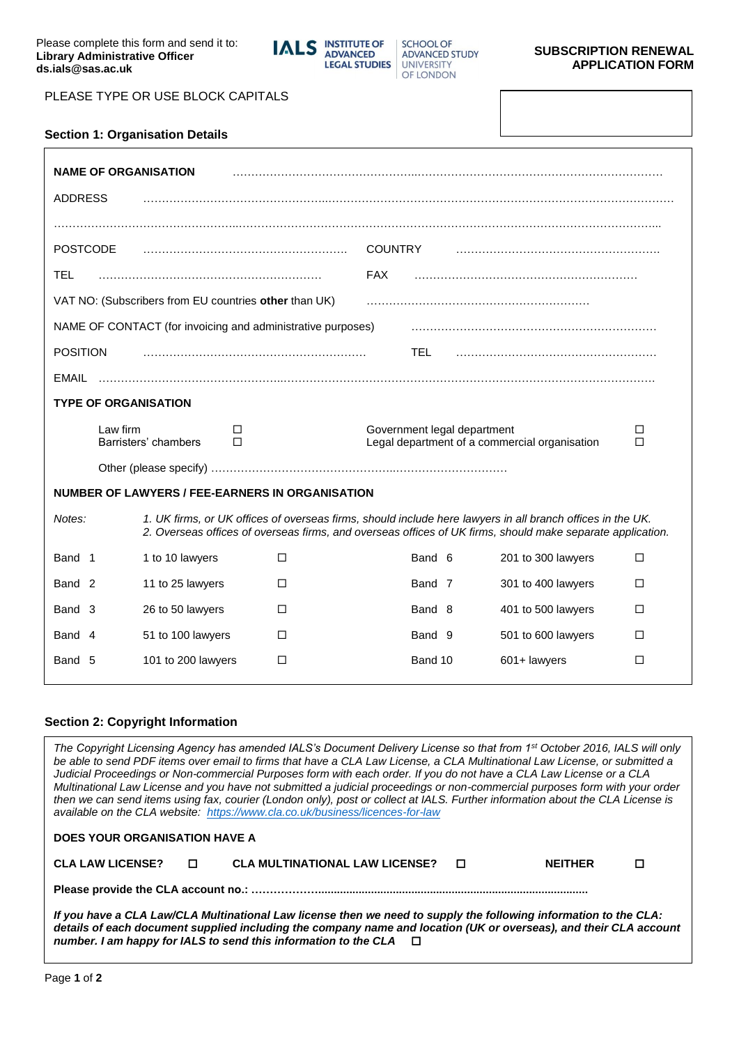Please complete this form and send it to:
**Library Administrative Officer**
**ds.ials@sas.ac.uk**

IALS INSTITUTE OF ADVANCED LEGAL STUDIES | SCHOOL OF ADVANCED STUDY UNIVERSITY OF LONDON

**SUBSCRIPTION RENEWAL APPLICATION FORM**

PLEASE TYPE OR USE BLOCK CAPITALS

### Section 1: Organisation Details

**NAME OF ORGANISATION** ……………………………………………………………………………………………

ADDRESS ………………………………………………………………………………………………………………

……………………………………………………………………………………………………………………………

POSTCODE ……………………………………………… COUNTRY ………………………………………………

TEL …………………………………………………… FAX ……………………………………………………

VAT NO: (Subscribers from EU countries **other** than UK) ………………………………………………

NAME OF CONTACT (for invoicing and administrative purposes) ………………………………………………

POSITION …………………………………………………… TEL ………………………………………………

EMAIL ………………………………………………………………………………………………………………

**TYPE OF ORGANISATION**

| | | | |
|---|---|---|---|
| Law firm | ☐ | Government legal department | ☐ |
| Barristers' chambers | ☐ | Legal department of a commercial organisation | ☐ |

Other (please specify) ……………………………………………………………………

**NUMBER OF LAWYERS / FEE-EARNERS IN ORGANISATION**

*Notes:*
*1. UK firms, or UK offices of overseas firms, should include here lawyers in all branch offices in the UK.*
*2. Overseas offices of overseas firms, and overseas offices of UK firms, should make separate application.*

| | | | | | |
|---|---|---|---|---|---|
| Band 1 | 1 to 10 lawyers | ☐ | Band 6 | 201 to 300 lawyers | ☐ |
| Band 2 | 11 to 25 lawyers | ☐ | Band 7 | 301 to 400 lawyers | ☐ |
| Band 3 | 26 to 50 lawyers | ☐ | Band 8 | 401 to 500 lawyers | ☐ |
| Band 4 | 51 to 100 lawyers | ☐ | Band 9 | 501 to 600 lawyers | ☐ |
| Band 5 | 101 to 200 lawyers | ☐ | Band 10 | 601+ lawyers | ☐ |

### Section 2: Copyright Information

*The Copyright Licensing Agency has amended IALS's Document Delivery License so that from 1st October 2016, IALS will only be able to send PDF items over email to firms that have a CLA Law License, a CLA Multinational Law License, or submitted a Judicial Proceedings or Non-commercial Purposes form with each order. If you do not have a CLA Law License or a CLA Multinational Law License and you have not submitted a judicial proceedings or non-commercial purposes form with your order then we can send items using fax, courier (London only), post or collect at IALS. Further information about the CLA License is available on the CLA website: https://www.cla.co.uk/business/licences-for-law*

**DOES YOUR ORGANISATION HAVE A**

**CLA LAW LICENSE?** ☐  **CLA MULTINATIONAL LAW LICENSE?** ☐  **NEITHER** ☐

**Please provide the CLA account no.: ……………………………………………………………………**

***If you have a CLA Law/CLA Multinational Law license then we need to supply the following information to the CLA: details of each document supplied including the company name and location (UK or overseas), and their CLA account number. I am happy for IALS to send this information to the CLA*** ☐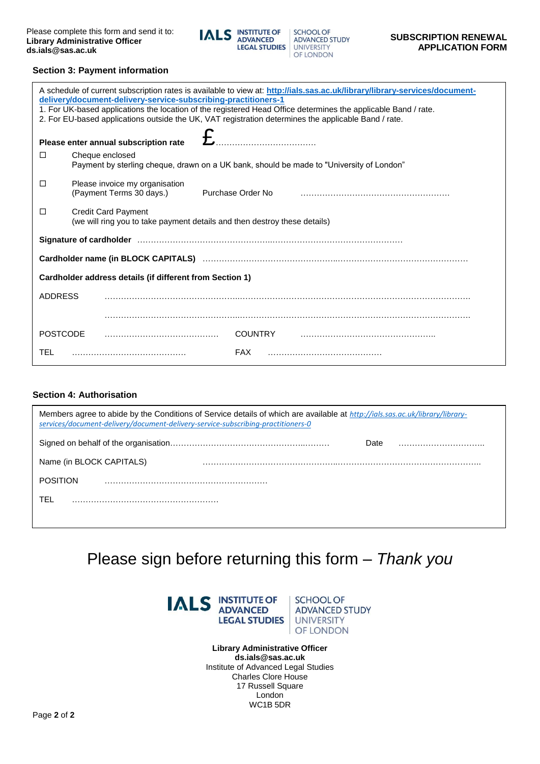Please complete this form and send it to:
**Library Administrative Officer**
**ds.ials@sas.ac.uk**

IALS INSTITUTE OF ADVANCED LEGAL STUDIES | SCHOOL OF ADVANCED STUDY UNIVERSITY OF LONDON

**SUBSCRIPTION RENEWAL APPLICATION FORM**

## Section 3: Payment information

A schedule of current subscription rates is available to view at: **http://ials.sas.ac.uk/library/library-services/document-delivery/document-delivery-service-subscribing-practitioners-1**

1. For UK-based applications the location of the registered Head Office determines the applicable Band / rate.
2. For EU-based applications outside the UK, VAT registration determines the applicable Band / rate.

**Please enter annual subscription rate** £………………………………

☐ Cheque enclosed
Payment by sterling cheque, drawn on a UK bank, should be made to "University of London"

☐ Please invoice my organisation
(Payment Terms 30 days.) Purchase Order No ………………………………………………

☐ Credit Card Payment
(we will ring you to take payment details and then destroy these details)

**Signature of cardholder** ………………………………………………………………………………………

**Cardholder name (in BLOCK CAPITALS)** ………………………………………………………………………………………

**Cardholder address details (if different from Section 1)**

ADDRESS ………………………………………………………………………………………………………

………………………………………………………………………………………………………

POSTCODE …………………………………… COUNTRY …………………………………………

TEL …………………………………… FAX ……………………………………

## Section 4: Authorisation

Members agree to abide by the Conditions of Service details of which are available at *http://ials.sas.ac.uk/library/library-services/document-delivery/document-delivery-service-subscribing-practitioners-0*

Signed on behalf of the organisation……………………………………………… Date …………………………

Name (in BLOCK CAPITALS) ………………………………………………………………………………………

POSITION ……………………………………………………

TEL ……………………………………………

# Please sign before returning this form – *Thank you*

IALS INSTITUTE OF ADVANCED LEGAL STUDIES | SCHOOL OF ADVANCED STUDY UNIVERSITY OF LONDON

**Library Administrative Officer**
**ds.ials@sas.ac.uk**
Institute of Advanced Legal Studies
Charles Clore House
17 Russell Square
London
WC1B 5DR